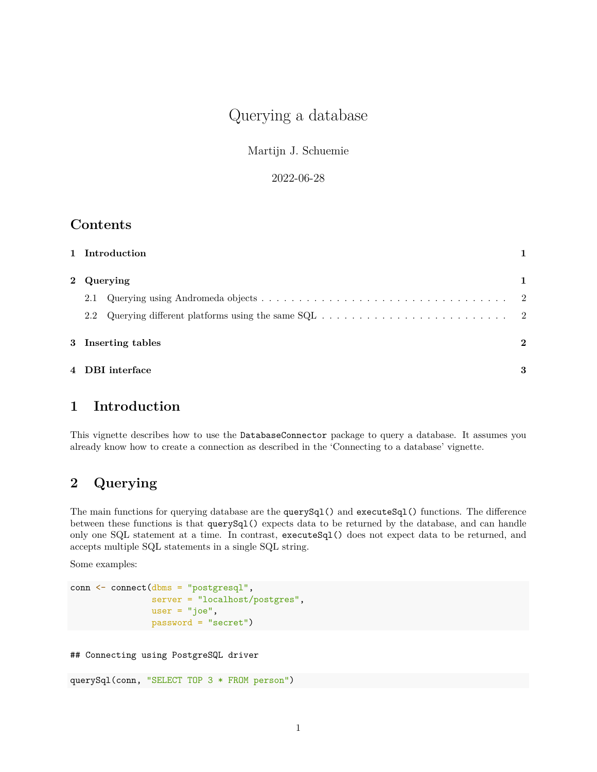# Querying a database

Martijn J. Schuemie

2022-06-28

## Contents

1 Introduction 1

2 Querying 1
- 2.1 Querying using Andromeda objects 2
- 2.2 Querying different platforms using the same SQL 2

3 Inserting tables 2

4 DBI interface 3

## 1 Introduction

This vignette describes how to use the `DatabaseConnector` package to query a database. It assumes you already know how to create a connection as described in the 'Connecting to a database' vignette.

## 2 Querying

The main functions for querying database are the `querySql()` and `executeSql()` functions. The difference between these functions is that `querySql()` expects data to be returned by the database, and can handle only one SQL statement at a time. In contrast, `executeSql()` does not expect data to be returned, and accepts multiple SQL statements in a single SQL string.

Some examples:

```
conn <- connect(dbms = "postgresql",
                server = "localhost/postgres",
                user = "joe",
                password = "secret")
```

```
## Connecting using PostgreSQL driver
```

```
querySql(conn, "SELECT TOP 3 * FROM person")
```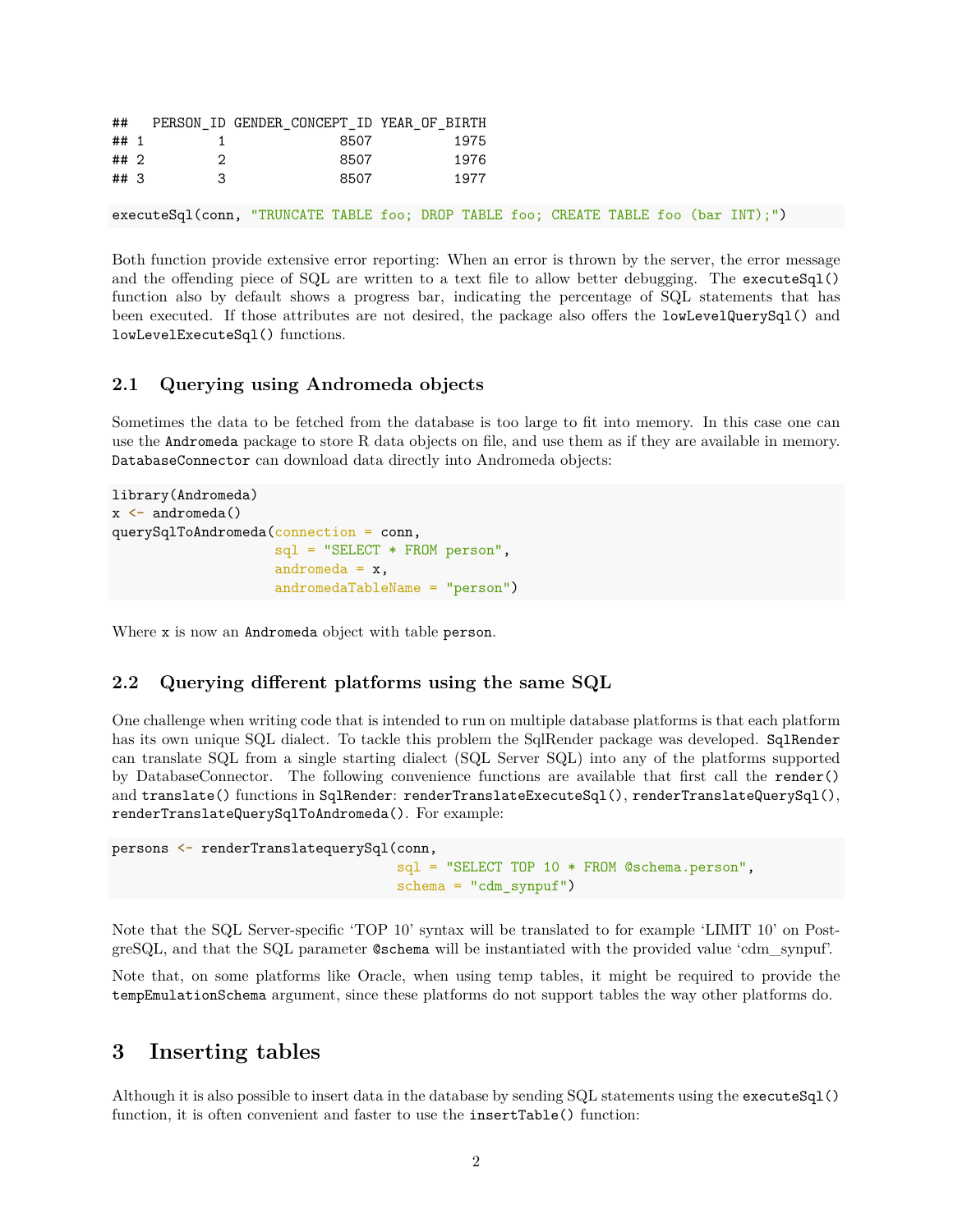```
##   PERSON_ID GENDER_CONCEPT_ID YEAR_OF_BIRTH
## 1         1              8507          1975
## 2         2              8507          1976
## 3         3              8507          1977
```

```
executeSql(conn, "TRUNCATE TABLE foo; DROP TABLE foo; CREATE TABLE foo (bar INT);")
```

Both function provide extensive error reporting: When an error is thrown by the server, the error message and the offending piece of SQL are written to a text file to allow better debugging. The `executeSql()` function also by default shows a progress bar, indicating the percentage of SQL statements that has been executed. If those attributes are not desired, the package also offers the `lowLevelQuerySql()` and `lowLevelExecuteSql()` functions.

### 2.1 Querying using Andromeda objects

Sometimes the data to be fetched from the database is too large to fit into memory. In this case one can use the `Andromeda` package to store R data objects on file, and use them as if they are available in memory. `DatabaseConnector` can download data directly into Andromeda objects:

```
library(Andromeda)
x <- andromeda()
querySqlToAndromeda(connection = conn,
                    sql = "SELECT * FROM person",
                    andromeda = x,
                    andromedaTableName = "person")
```

Where `x` is now an `Andromeda` object with table `person`.

### 2.2 Querying different platforms using the same SQL

One challenge when writing code that is intended to run on multiple database platforms is that each platform has its own unique SQL dialect. To tackle this problem the SqlRender package was developed. `SqlRender` can translate SQL from a single starting dialect (SQL Server SQL) into any of the platforms supported by DatabaseConnector. The following convenience functions are available that first call the `render()` and `translate()` functions in `SqlRender`: `renderTranslateExecuteSql()`, `renderTranslateQuerySql()`, `renderTranslateQuerySqlToAndromeda()`. For example:

```
persons <- renderTranslatequerySql(conn,
                                   sql = "SELECT TOP 10 * FROM @schema.person",
                                   schema = "cdm_synpuf")
```

Note that the SQL Server-specific 'TOP 10' syntax will be translated to for example 'LIMIT 10' on PostgreSQL, and that the SQL parameter `@schema` will be instantiated with the provided value 'cdm_synpuf'.

Note that, on some platforms like Oracle, when using temp tables, it might be required to provide the `tempEmulationSchema` argument, since these platforms do not support tables the way other platforms do.

## 3 Inserting tables

Although it is also possible to insert data in the database by sending SQL statements using the `executeSql()` function, it is often convenient and faster to use the `insertTable()` function: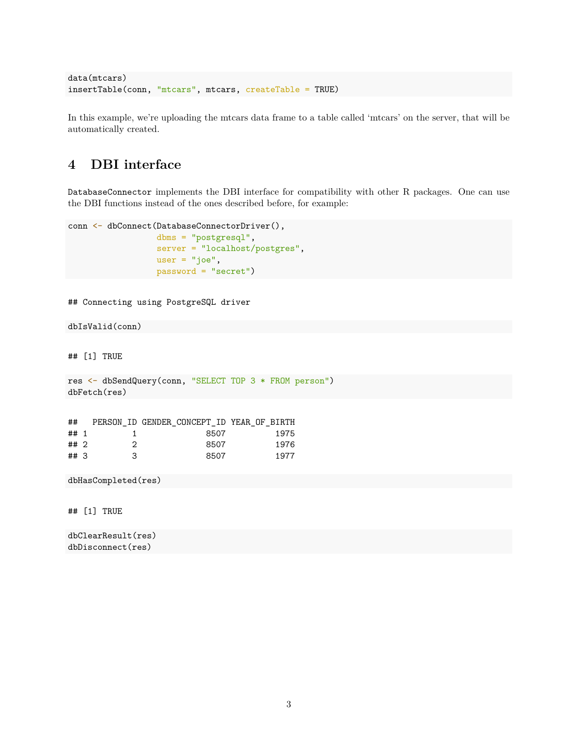```
data(mtcars)
insertTable(conn, "mtcars", mtcars, createTable = TRUE)
```

In this example, we're uploading the mtcars data frame to a table called 'mtcars' on the server, that will be automatically created.

# 4 DBI interface

`DatabaseConnector` implements the DBI interface for compatibility with other R packages. One can use the DBI functions instead of the ones described before, for example:

```
conn <- dbConnect(DatabaseConnectorDriver(),
                  dbms = "postgresql",
                  server = "localhost/postgres",
                  user = "joe",
                  password = "secret")
```

```
## Connecting using PostgreSQL driver
```

```
dbIsValid(conn)
```

```
## [1] TRUE
```

```
res <- dbSendQuery(conn, "SELECT TOP 3 * FROM person")
dbFetch(res)
```

```
##   PERSON_ID GENDER_CONCEPT_ID YEAR_OF_BIRTH
## 1         1              8507          1975
## 2         2              8507          1976
## 3         3              8507          1977
```

```
dbHasCompleted(res)
```

```
## [1] TRUE
```

```
dbClearResult(res)
dbDisconnect(res)
```